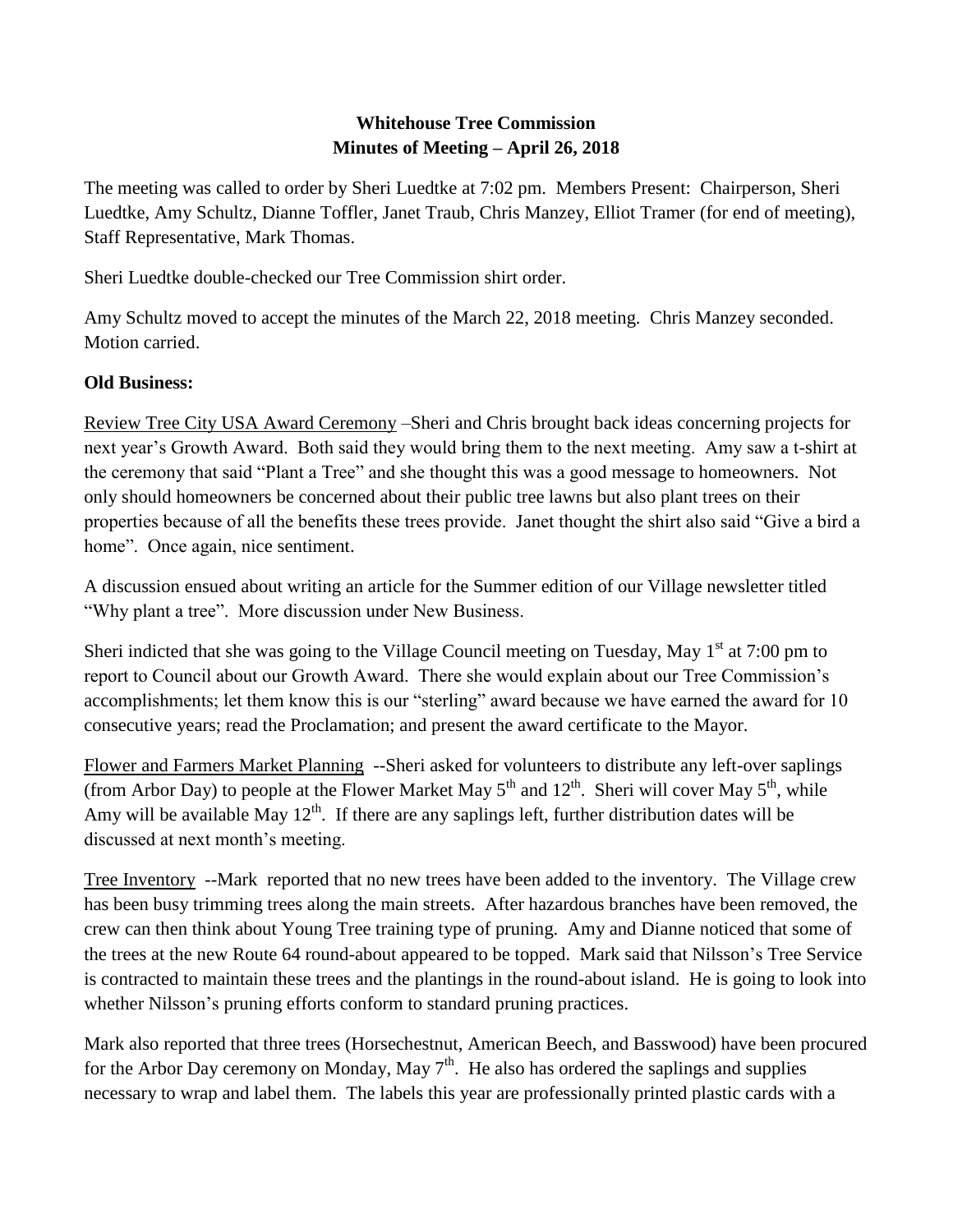**Whitehouse Tree Commission**
**Minutes of Meeting – April 26, 2018**

The meeting was called to order by Sheri Luedtke at 7:02 pm. Members Present: Chairperson, Sheri Luedtke, Amy Schultz, Dianne Toffler, Janet Traub, Chris Manzey, Elliot Tramer (for end of meeting), Staff Representative, Mark Thomas.

Sheri Luedtke double-checked our Tree Commission shirt order.

Amy Schultz moved to accept the minutes of the March 22, 2018 meeting. Chris Manzey seconded. Motion carried.

**Old Business:**

Review Tree City USA Award Ceremony –Sheri and Chris brought back ideas concerning projects for next year's Growth Award. Both said they would bring them to the next meeting. Amy saw a t-shirt at the ceremony that said "Plant a Tree" and she thought this was a good message to homeowners. Not only should homeowners be concerned about their public tree lawns but also plant trees on their properties because of all the benefits these trees provide. Janet thought the shirt also said "Give a bird a home". Once again, nice sentiment.

A discussion ensued about writing an article for the Summer edition of our Village newsletter titled "Why plant a tree". More discussion under New Business.

Sheri indicted that she was going to the Village Council meeting on Tuesday, May 1st at 7:00 pm to report to Council about our Growth Award. There she would explain about our Tree Commission's accomplishments; let them know this is our "sterling" award because we have earned the award for 10 consecutive years; read the Proclamation; and present the award certificate to the Mayor.

Flower and Farmers Market Planning --Sheri asked for volunteers to distribute any left-over saplings (from Arbor Day) to people at the Flower Market May 5th and 12th. Sheri will cover May 5th, while Amy will be available May 12th. If there are any saplings left, further distribution dates will be discussed at next month's meeting.

Tree Inventory --Mark reported that no new trees have been added to the inventory. The Village crew has been busy trimming trees along the main streets. After hazardous branches have been removed, the crew can then think about Young Tree training type of pruning. Amy and Dianne noticed that some of the trees at the new Route 64 round-about appeared to be topped. Mark said that Nilsson's Tree Service is contracted to maintain these trees and the plantings in the round-about island. He is going to look into whether Nilsson's pruning efforts conform to standard pruning practices.

Mark also reported that three trees (Horsechestnut, American Beech, and Basswood) have been procured for the Arbor Day ceremony on Monday, May 7th. He also has ordered the saplings and supplies necessary to wrap and label them. The labels this year are professionally printed plastic cards with a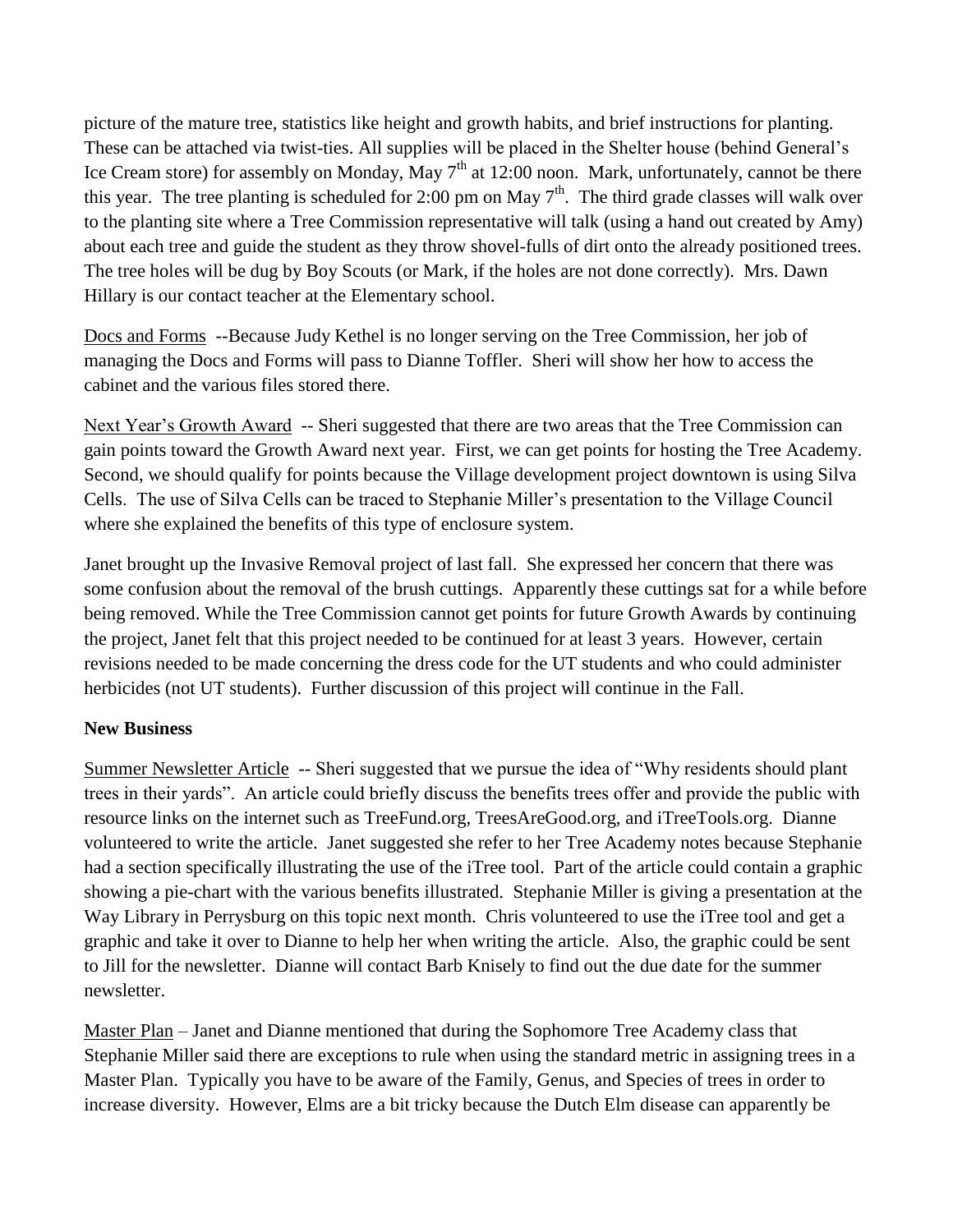picture of the mature tree, statistics like height and growth habits, and brief instructions for planting. These can be attached via twist-ties. All supplies will be placed in the Shelter house (behind General's Ice Cream store) for assembly on Monday, May 7th at 12:00 noon. Mark, unfortunately, cannot be there this year. The tree planting is scheduled for 2:00 pm on May 7th. The third grade classes will walk over to the planting site where a Tree Commission representative will talk (using a hand out created by Amy) about each tree and guide the student as they throw shovel-fulls of dirt onto the already positioned trees. The tree holes will be dug by Boy Scouts (or Mark, if the holes are not done correctly). Mrs. Dawn Hillary is our contact teacher at the Elementary school.

Docs and Forms --Because Judy Kethel is no longer serving on the Tree Commission, her job of managing the Docs and Forms will pass to Dianne Toffler. Sheri will show her how to access the cabinet and the various files stored there.

Next Year's Growth Award -- Sheri suggested that there are two areas that the Tree Commission can gain points toward the Growth Award next year. First, we can get points for hosting the Tree Academy. Second, we should qualify for points because the Village development project downtown is using Silva Cells. The use of Silva Cells can be traced to Stephanie Miller's presentation to the Village Council where she explained the benefits of this type of enclosure system.

Janet brought up the Invasive Removal project of last fall. She expressed her concern that there was some confusion about the removal of the brush cuttings. Apparently these cuttings sat for a while before being removed. While the Tree Commission cannot get points for future Growth Awards by continuing the project, Janet felt that this project needed to be continued for at least 3 years. However, certain revisions needed to be made concerning the dress code for the UT students and who could administer herbicides (not UT students). Further discussion of this project will continue in the Fall.

**New Business**

Summer Newsletter Article -- Sheri suggested that we pursue the idea of "Why residents should plant trees in their yards". An article could briefly discuss the benefits trees offer and provide the public with resource links on the internet such as TreeFund.org, TreesAreGood.org, and iTreeTools.org. Dianne volunteered to write the article. Janet suggested she refer to her Tree Academy notes because Stephanie had a section specifically illustrating the use of the iTree tool. Part of the article could contain a graphic showing a pie-chart with the various benefits illustrated. Stephanie Miller is giving a presentation at the Way Library in Perrysburg on this topic next month. Chris volunteered to use the iTree tool and get a graphic and take it over to Dianne to help her when writing the article. Also, the graphic could be sent to Jill for the newsletter. Dianne will contact Barb Knisely to find out the due date for the summer newsletter.

Master Plan – Janet and Dianne mentioned that during the Sophomore Tree Academy class that Stephanie Miller said there are exceptions to rule when using the standard metric in assigning trees in a Master Plan. Typically you have to be aware of the Family, Genus, and Species of trees in order to increase diversity. However, Elms are a bit tricky because the Dutch Elm disease can apparently be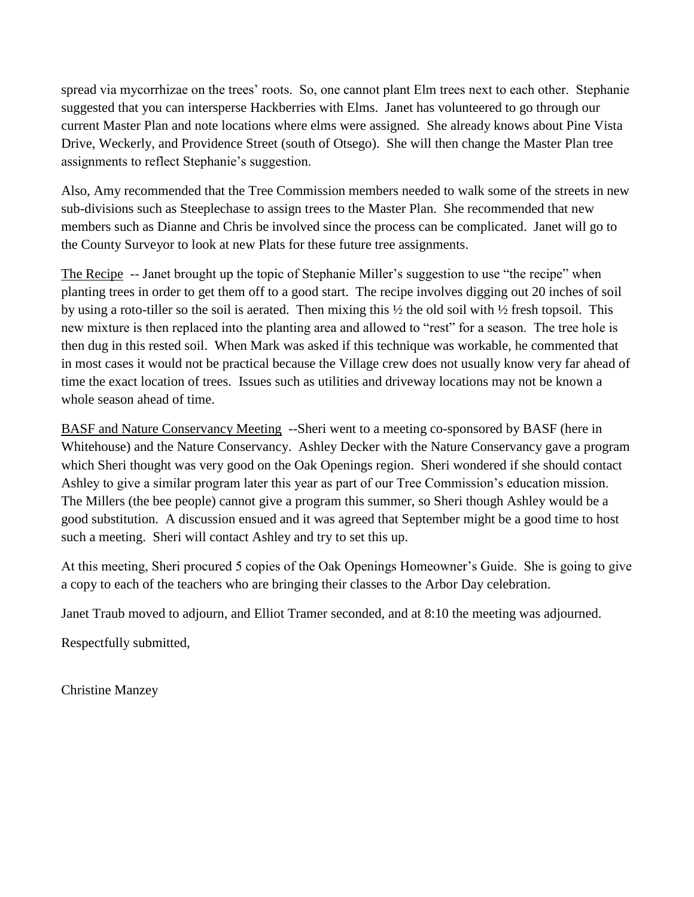spread via mycorrhizae on the trees' roots. So, one cannot plant Elm trees next to each other. Stephanie suggested that you can intersperse Hackberries with Elms. Janet has volunteered to go through our current Master Plan and note locations where elms were assigned. She already knows about Pine Vista Drive, Weckerly, and Providence Street (south of Otsego). She will then change the Master Plan tree assignments to reflect Stephanie's suggestion.

Also, Amy recommended that the Tree Commission members needed to walk some of the streets in new sub-divisions such as Steeplechase to assign trees to the Master Plan. She recommended that new members such as Dianne and Chris be involved since the process can be complicated. Janet will go to the County Surveyor to look at new Plats for these future tree assignments.

<u>The Recipe</u> -- Janet brought up the topic of Stephanie Miller's suggestion to use "the recipe" when planting trees in order to get them off to a good start. The recipe involves digging out 20 inches of soil by using a roto-tiller so the soil is aerated. Then mixing this ½ the old soil with ½ fresh topsoil. This new mixture is then replaced into the planting area and allowed to "rest" for a season. The tree hole is then dug in this rested soil. When Mark was asked if this technique was workable, he commented that in most cases it would not be practical because the Village crew does not usually know very far ahead of time the exact location of trees. Issues such as utilities and driveway locations may not be known a whole season ahead of time.

<u>BASF and Nature Conservancy Meeting</u> --Sheri went to a meeting co-sponsored by BASF (here in Whitehouse) and the Nature Conservancy. Ashley Decker with the Nature Conservancy gave a program which Sheri thought was very good on the Oak Openings region. Sheri wondered if she should contact Ashley to give a similar program later this year as part of our Tree Commission's education mission. The Millers (the bee people) cannot give a program this summer, so Sheri though Ashley would be a good substitution. A discussion ensued and it was agreed that September might be a good time to host such a meeting. Sheri will contact Ashley and try to set this up.

At this meeting, Sheri procured 5 copies of the Oak Openings Homeowner's Guide. She is going to give a copy to each of the teachers who are bringing their classes to the Arbor Day celebration.

Janet Traub moved to adjourn, and Elliot Tramer seconded, and at 8:10 the meeting was adjourned.

Respectfully submitted,

Christine Manzey